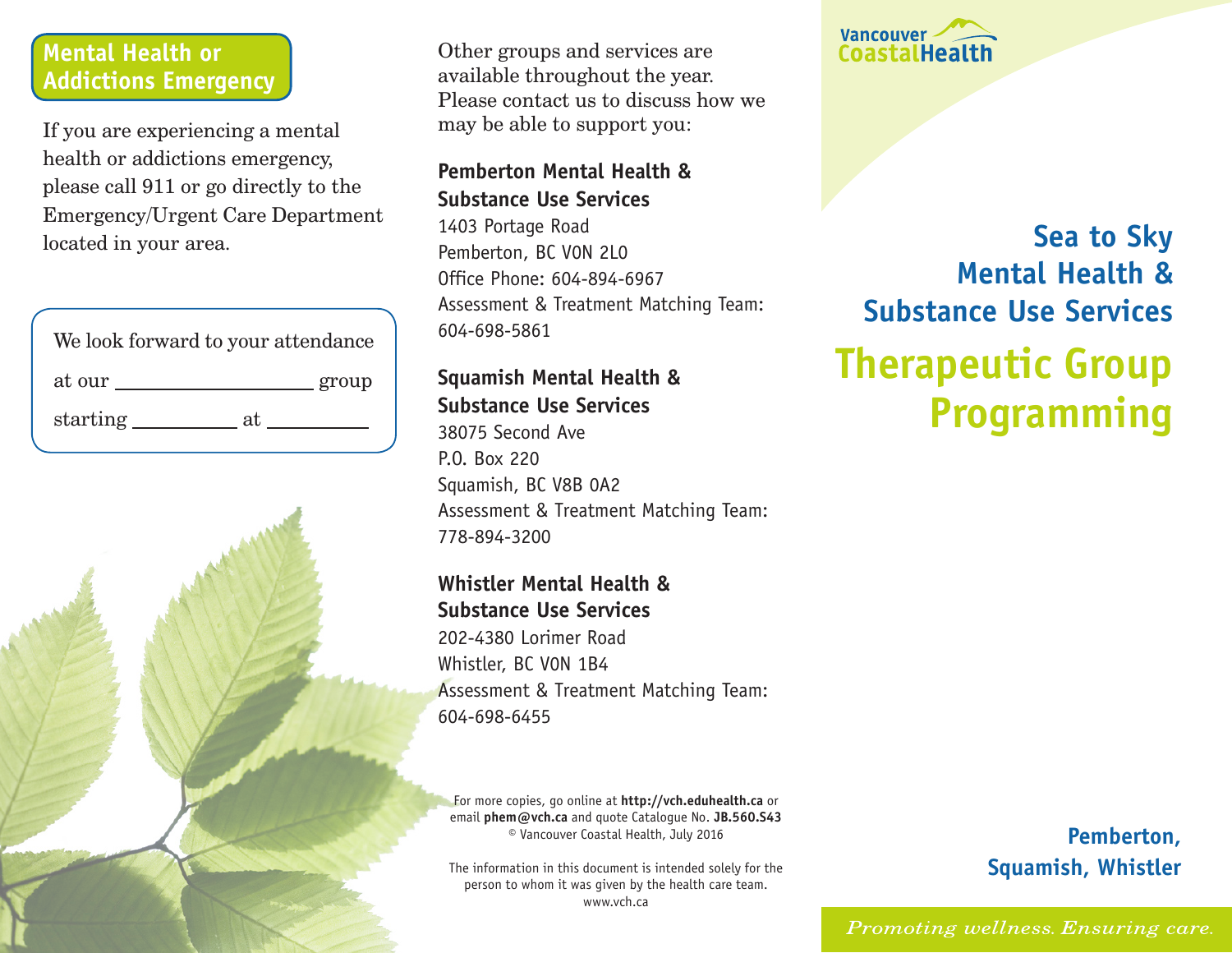## Mental Health or Addictions Emergency

If you are experiencing a mental health or addictions emergency, please call 911 or go directly to the Emergency/Urgent Care Department located in your area.

We look forward to your attendance at our ____________________ group starting __________ at __________

Other groups and services are available throughout the year. Please contact us to discuss how we may be able to support you:

**Pemberton Mental Health & Substance Use Services**
1403 Portage Road
Pemberton, BC V0N 2L0
Office Phone: 604-894-6967
Assessment & Treatment Matching Team: 604-698-5861

**Squamish Mental Health & Substance Use Services**
38075 Second Ave
P.O. Box 220
Squamish, BC V8B 0A2
Assessment & Treatment Matching Team: 778-894-3200

**Whistler Mental Health & Substance Use Services**
202-4380 Lorimer Road
Whistler, BC V0N 1B4
Assessment & Treatment Matching Team: 604-698-6455

For more copies, go online at **http://vch.eduhealth.ca** or email **phem@vch.ca** and quote Catalogue No. **JB.560.S43**
© Vancouver Coastal Health, July 2016

The information in this document is intended solely for the person to whom it was given by the health care team.
www.vch.ca

Vancouver CoastalHealth

# Sea to Sky Mental Health & Substance Use Services

# Therapeutic Group Programming

**Pemberton, Squamish, Whistler**

*Promoting wellness. Ensuring care.*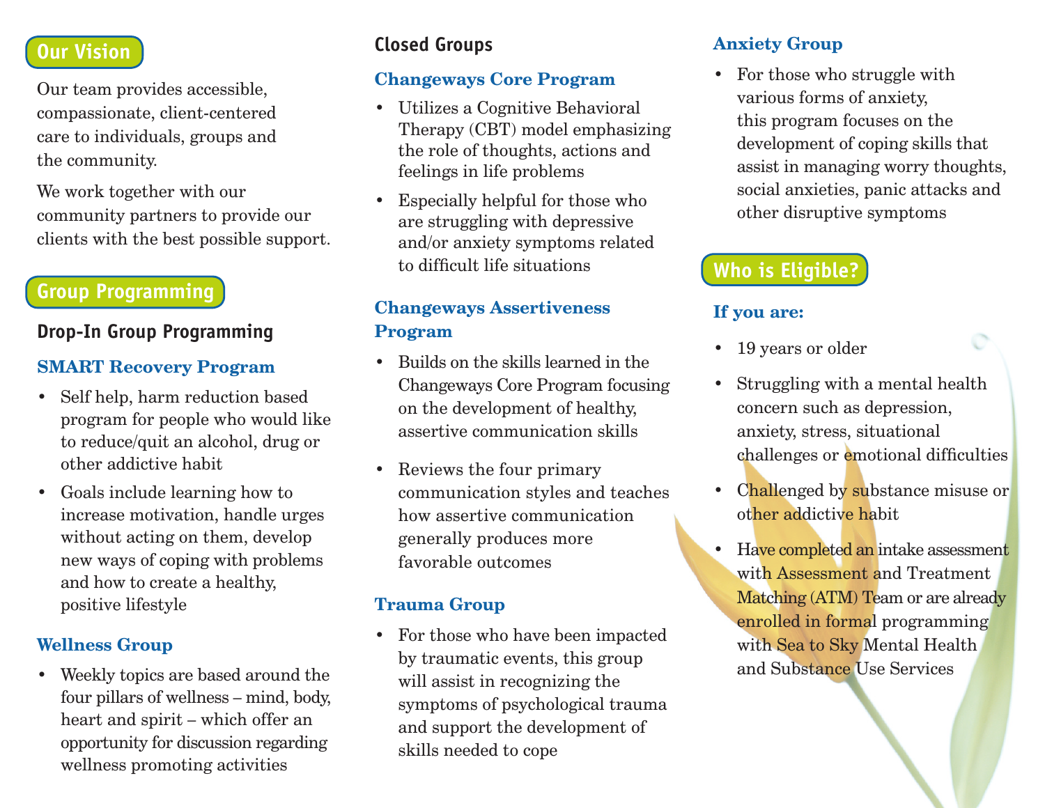## Our Vision

Our team provides accessible, compassionate, client-centered care to individuals, groups and the community.

We work together with our community partners to provide our clients with the best possible support.

## Group Programming

### Drop-In Group Programming

#### SMART Recovery Program

- Self help, harm reduction based program for people who would like to reduce/quit an alcohol, drug or other addictive habit
- Goals include learning how to increase motivation, handle urges without acting on them, develop new ways of coping with problems and how to create a healthy, positive lifestyle

#### Wellness Group

- Weekly topics are based around the four pillars of wellness – mind, body, heart and spirit – which offer an opportunity for discussion regarding wellness promoting activities

### Closed Groups

#### Changeways Core Program

- Utilizes a Cognitive Behavioral Therapy (CBT) model emphasizing the role of thoughts, actions and feelings in life problems
- Especially helpful for those who are struggling with depressive and/or anxiety symptoms related to difficult life situations

#### Changeways Assertiveness Program

- Builds on the skills learned in the Changeways Core Program focusing on the development of healthy, assertive communication skills
- Reviews the four primary communication styles and teaches how assertive communication generally produces more favorable outcomes

#### Trauma Group

- For those who have been impacted by traumatic events, this group will assist in recognizing the symptoms of psychological trauma and support the development of skills needed to cope

#### Anxiety Group

- For those who struggle with various forms of anxiety, this program focuses on the development of coping skills that assist in managing worry thoughts, social anxieties, panic attacks and other disruptive symptoms

## Who is Eligible?

#### If you are:

- 19 years or older
- Struggling with a mental health concern such as depression, anxiety, stress, situational challenges or emotional difficulties
- Challenged by substance misuse or other addictive habit
- Have completed an intake assessment with Assessment and Treatment Matching (ATM) Team or are already enrolled in formal programming with Sea to Sky Mental Health and Substance Use Services